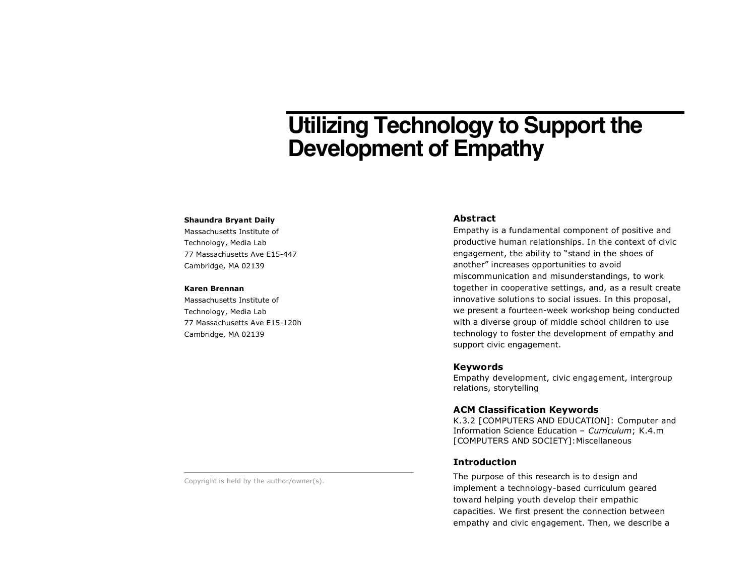# Utilizing Technology to Support the Development of Empathy

**Shaundra Bryant Daily**
Massachusetts Institute of Technology, Media Lab
77 Massachusetts Ave E15-447
Cambridge, MA 02139

**Karen Brennan**
Massachusetts Institute of Technology, Media Lab
77 Massachusetts Ave E15-120h
Cambridge, MA 02139

Copyright is held by the author/owner(s).

## Abstract

Empathy is a fundamental component of positive and productive human relationships. In the context of civic engagement, the ability to "stand in the shoes of another" increases opportunities to avoid miscommunication and misunderstandings, to work together in cooperative settings, and, as a result create innovative solutions to social issues. In this proposal, we present a fourteen-week workshop being conducted with a diverse group of middle school children to use technology to foster the development of empathy and support civic engagement.

## Keywords

Empathy development, civic engagement, intergroup relations, storytelling

## ACM Classification Keywords

K.3.2 [COMPUTERS AND EDUCATION]: Computer and Information Science Education – *Curriculum*; K.4.m [COMPUTERS AND SOCIETY]:Miscellaneous

## Introduction

The purpose of this research is to design and implement a technology-based curriculum geared toward helping youth develop their empathic capacities. We first present the connection between empathy and civic engagement. Then, we describe a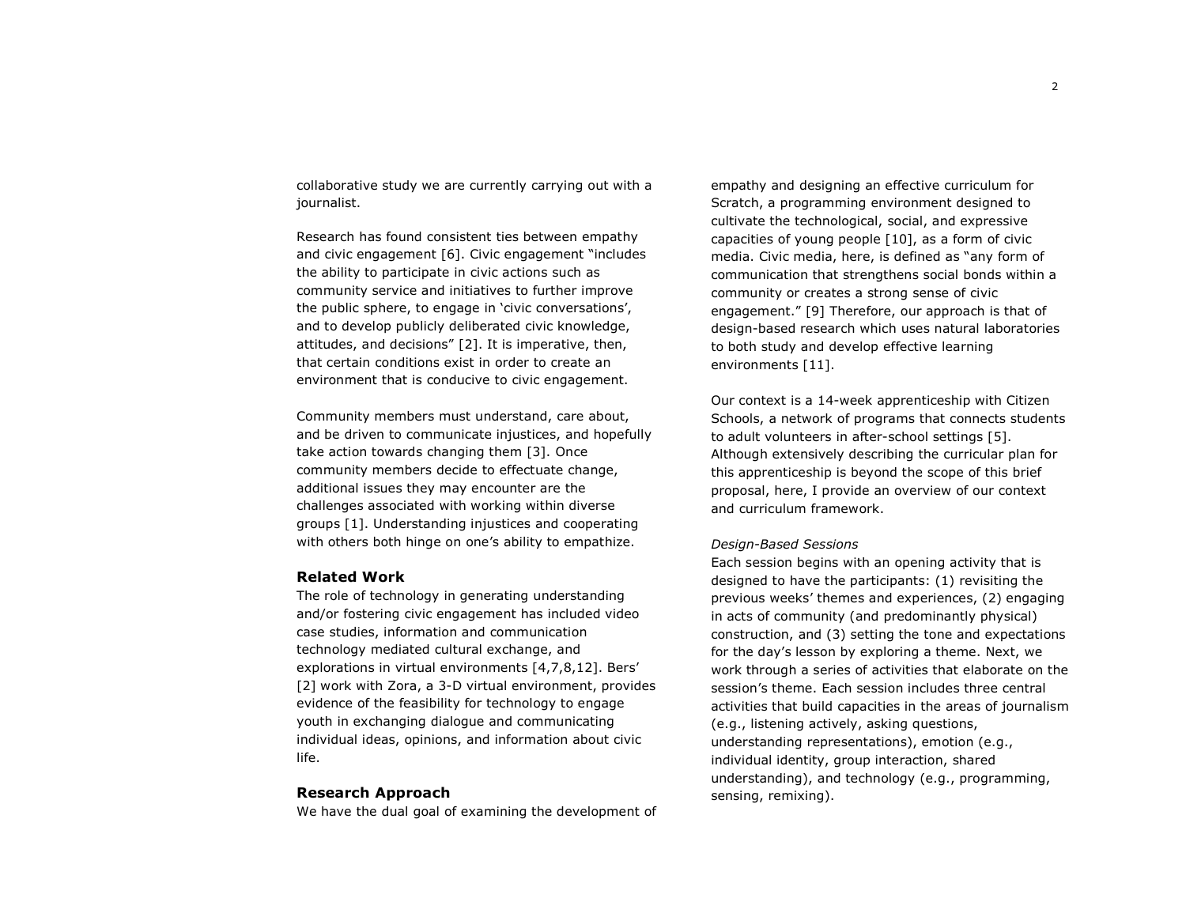collaborative study we are currently carrying out with a journalist.

Research has found consistent ties between empathy and civic engagement [6]. Civic engagement "includes the ability to participate in civic actions such as community service and initiatives to further improve the public sphere, to engage in 'civic conversations', and to develop publicly deliberated civic knowledge, attitudes, and decisions" [2]. It is imperative, then, that certain conditions exist in order to create an environment that is conducive to civic engagement.

Community members must understand, care about, and be driven to communicate injustices, and hopefully take action towards changing them [3]. Once community members decide to effectuate change, additional issues they may encounter are the challenges associated with working within diverse groups [1]. Understanding injustices and cooperating with others both hinge on one's ability to empathize.

## Related Work

The role of technology in generating understanding and/or fostering civic engagement has included video case studies, information and communication technology mediated cultural exchange, and explorations in virtual environments [4,7,8,12]. Bers' [2] work with Zora, a 3-D virtual environment, provides evidence of the feasibility for technology to engage youth in exchanging dialogue and communicating individual ideas, opinions, and information about civic life.

## Research Approach

We have the dual goal of examining the development of empathy and designing an effective curriculum for Scratch, a programming environment designed to cultivate the technological, social, and expressive capacities of young people [10], as a form of civic media. Civic media, here, is defined as "any form of communication that strengthens social bonds within a community or creates a strong sense of civic engagement." [9] Therefore, our approach is that of design-based research which uses natural laboratories to both study and develop effective learning environments [11].

Our context is a 14-week apprenticeship with Citizen Schools, a network of programs that connects students to adult volunteers in after-school settings [5]. Although extensively describing the curricular plan for this apprenticeship is beyond the scope of this brief proposal, here, I provide an overview of our context and curriculum framework.

*Design-Based Sessions*

Each session begins with an opening activity that is designed to have the participants: (1) revisiting the previous weeks' themes and experiences, (2) engaging in acts of community (and predominantly physical) construction, and (3) setting the tone and expectations for the day's lesson by exploring a theme. Next, we work through a series of activities that elaborate on the session's theme. Each session includes three central activities that build capacities in the areas of journalism (e.g., listening actively, asking questions, understanding representations), emotion (e.g., individual identity, group interaction, shared understanding), and technology (e.g., programming, sensing, remixing).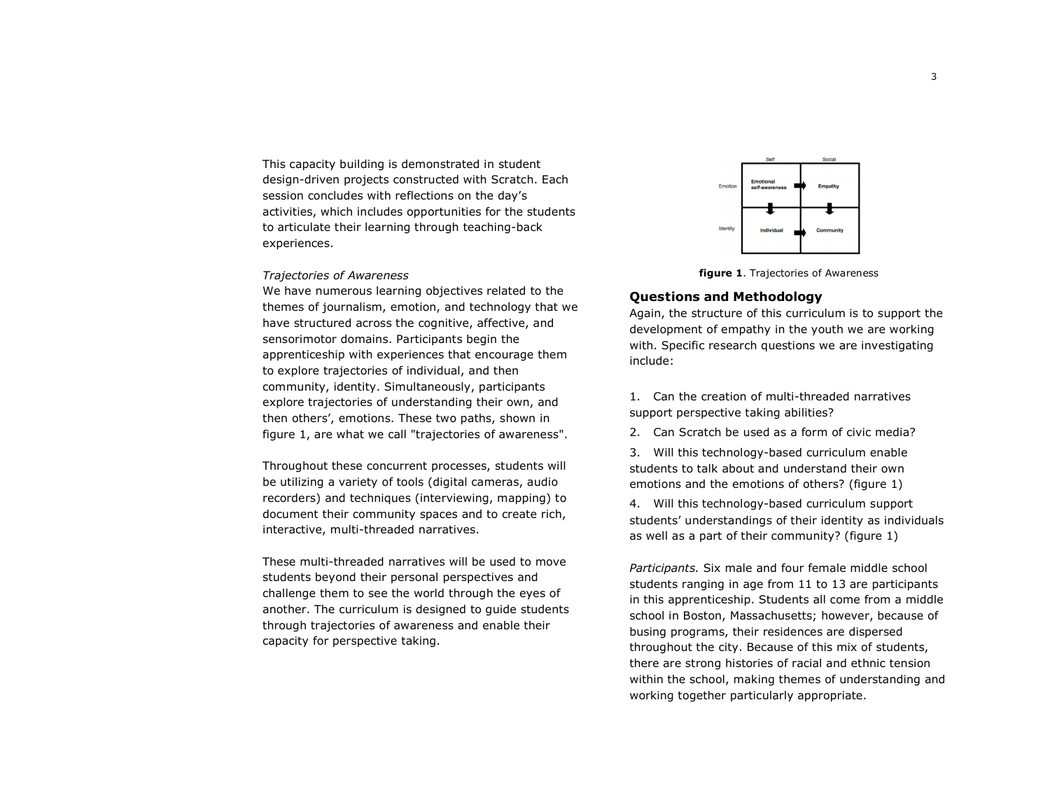This capacity building is demonstrated in student design-driven projects constructed with Scratch. Each session concludes with reflections on the day's activities, which includes opportunities for the students to articulate their learning through teaching-back experiences.

*Trajectories of Awareness*

We have numerous learning objectives related to the themes of journalism, emotion, and technology that we have structured across the cognitive, affective, and sensorimotor domains. Participants begin the apprenticeship with experiences that encourage them to explore trajectories of individual, and then community, identity. Simultaneously, participants explore trajectories of understanding their own, and then others', emotions. These two paths, shown in figure 1, are what we call "trajectories of awareness".

Throughout these concurrent processes, students will be utilizing a variety of tools (digital cameras, audio recorders) and techniques (interviewing, mapping) to document their community spaces and to create rich, interactive, multi-threaded narratives.

These multi-threaded narratives will be used to move students beyond their personal perspectives and challenge them to see the world through the eyes of another. The curriculum is designed to guide students through trajectories of awareness and enable their capacity for perspective taking.

| | Self | Social |
|---|---|---|
| Emotion | Emotional self-awareness ➡ | Empathy |
| | ⬇ | ⬇ |
| Identity | Individual ➡ | Community |

**figure 1**. Trajectories of Awareness

## Questions and Methodology

Again, the structure of this curriculum is to support the development of empathy in the youth we are working with. Specific research questions we are investigating include:

1. Can the creation of multi-threaded narratives support perspective taking abilities?
2. Can Scratch be used as a form of civic media?
3. Will this technology-based curriculum enable students to talk about and understand their own emotions and the emotions of others? (figure 1)
4. Will this technology-based curriculum support students' understandings of their identity as individuals as well as a part of their community? (figure 1)

*Participants.* Six male and four female middle school students ranging in age from 11 to 13 are participants in this apprenticeship. Students all come from a middle school in Boston, Massachusetts; however, because of busing programs, their residences are dispersed throughout the city. Because of this mix of students, there are strong histories of racial and ethnic tension within the school, making themes of understanding and working together particularly appropriate.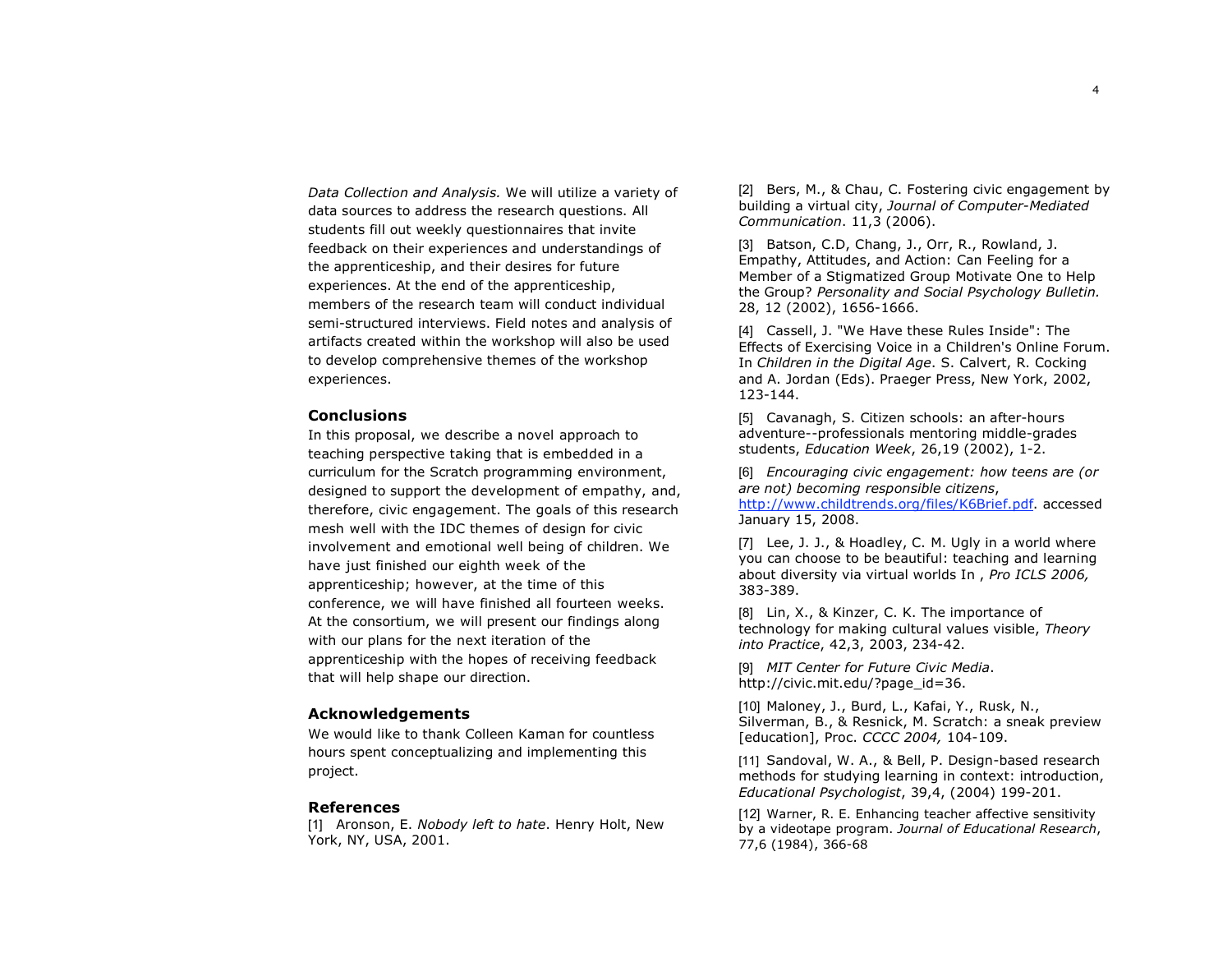*Data Collection and Analysis.* We will utilize a variety of data sources to address the research questions. All students fill out weekly questionnaires that invite feedback on their experiences and understandings of the apprenticeship, and their desires for future experiences. At the end of the apprenticeship, members of the research team will conduct individual semi-structured interviews. Field notes and analysis of artifacts created within the workshop will also be used to develop comprehensive themes of the workshop experiences.

## Conclusions

In this proposal, we describe a novel approach to teaching perspective taking that is embedded in a curriculum for the Scratch programming environment, designed to support the development of empathy, and, therefore, civic engagement. The goals of this research mesh well with the IDC themes of design for civic involvement and emotional well being of children. We have just finished our eighth week of the apprenticeship; however, at the time of this conference, we will have finished all fourteen weeks. At the consortium, we will present our findings along with our plans for the next iteration of the apprenticeship with the hopes of receiving feedback that will help shape our direction.

## Acknowledgements

We would like to thank Colleen Kaman for countless hours spent conceptualizing and implementing this project.

## References

[1] Aronson, E. *Nobody left to hate*. Henry Holt, New York, NY, USA, 2001.

[2] Bers, M., & Chau, C. Fostering civic engagement by building a virtual city, *Journal of Computer-Mediated Communication*. 11,3 (2006).

[3] Batson, C.D, Chang, J., Orr, R., Rowland, J. Empathy, Attitudes, and Action: Can Feeling for a Member of a Stigmatized Group Motivate One to Help the Group? *Personality and Social Psychology Bulletin.* 28, 12 (2002), 1656-1666.

[4] Cassell, J. "We Have these Rules Inside": The Effects of Exercising Voice in a Children's Online Forum. In *Children in the Digital Age*. S. Calvert, R. Cocking and A. Jordan (Eds). Praeger Press, New York, 2002, 123-144.

[5] Cavanagh, S. Citizen schools: an after-hours adventure--professionals mentoring middle-grades students, *Education Week*, 26,19 (2002), 1-2.

[6] *Encouraging civic engagement: how teens are (or are not) becoming responsible citizens*, http://www.childtrends.org/files/K6Brief.pdf. accessed January 15, 2008.

[7] Lee, J. J., & Hoadley, C. M. Ugly in a world where you can choose to be beautiful: teaching and learning about diversity via virtual worlds In , *Pro ICLS 2006,* 383-389.

[8] Lin, X., & Kinzer, C. K. The importance of technology for making cultural values visible, *Theory into Practice*, 42,3, 2003, 234-42.

[9] *MIT Center for Future Civic Media*. http://civic.mit.edu/?page_id=36.

[10] Maloney, J., Burd, L., Kafai, Y., Rusk, N., Silverman, B., & Resnick, M. Scratch: a sneak preview [education], Proc. *CCCC 2004,* 104-109.

[11] Sandoval, W. A., & Bell, P. Design-based research methods for studying learning in context: introduction, *Educational Psychologist*, 39,4, (2004) 199-201.

[12] Warner, R. E. Enhancing teacher affective sensitivity by a videotape program. *Journal of Educational Research*, 77,6 (1984), 366-68